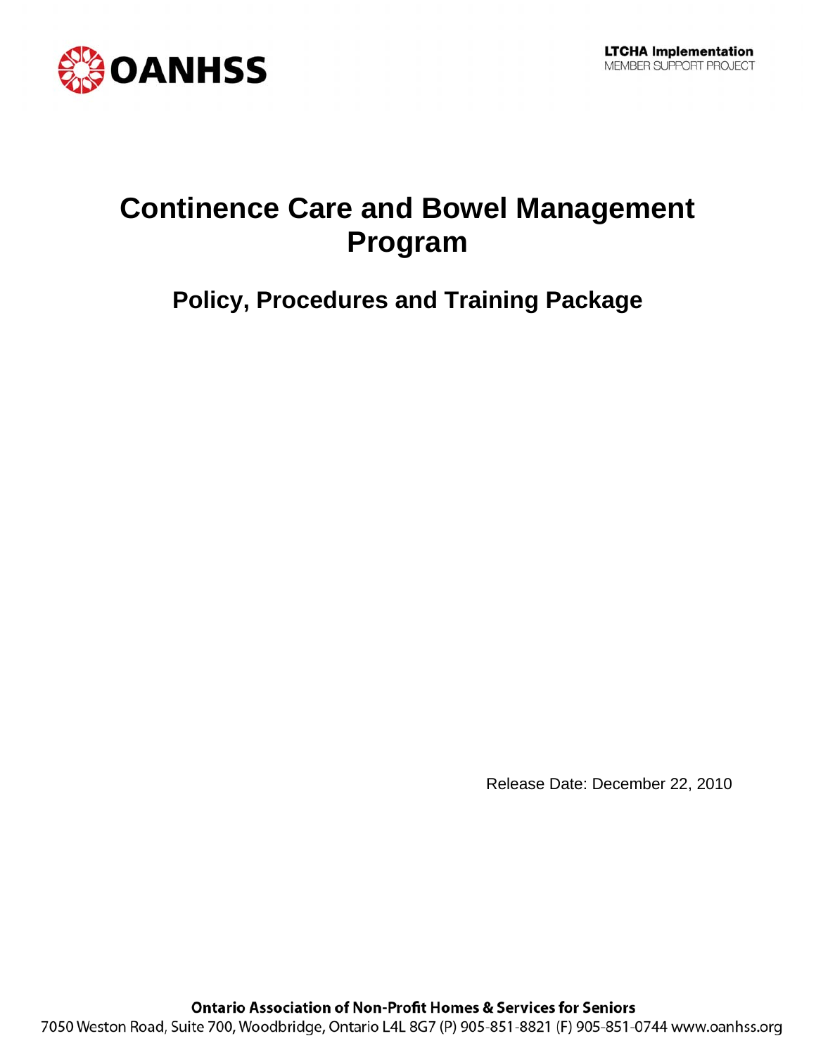OANHSS

**LTCHA Implementation**
MEMBER SUPPORT PROJECT

# Continence Care and Bowel Management Program

## Policy, Procedures and Training Package

Release Date: December 22, 2010

**Ontario Association of Non-Profit Homes & Services for Seniors**
7050 Weston Road, Suite 700, Woodbridge, Ontario L4L 8G7 (P) 905-851-8821 (F) 905-851-0744 www.oanhss.org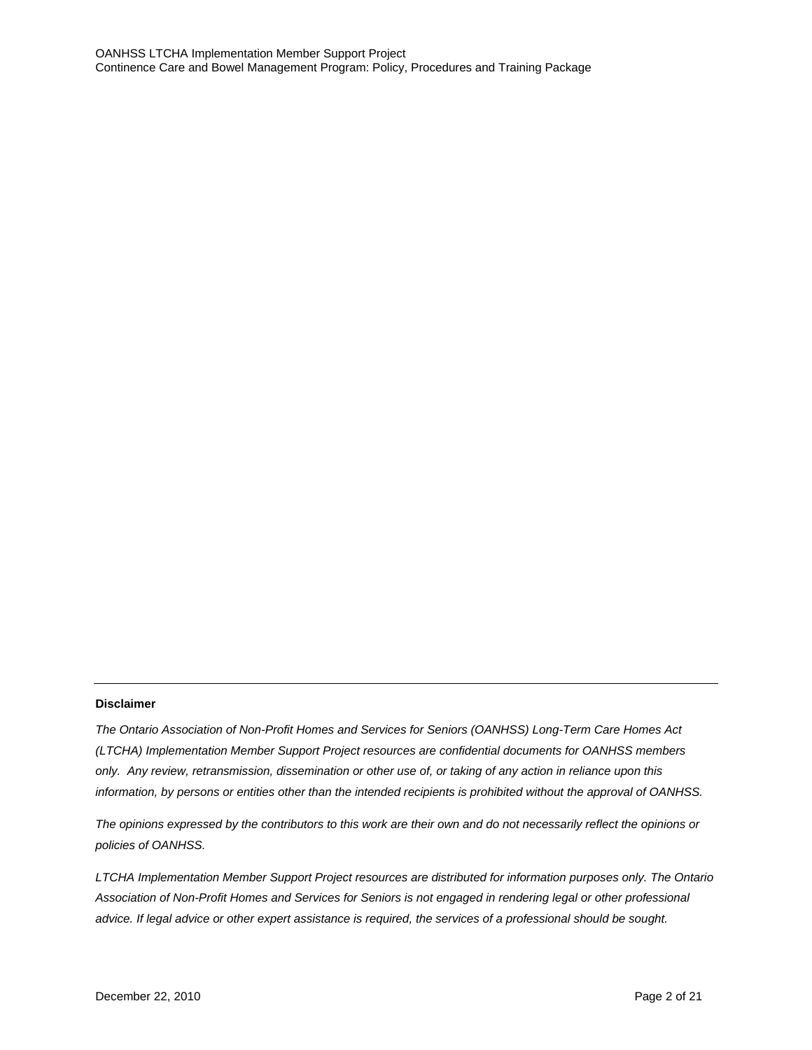**Disclaimer**

*The Ontario Association of Non-Profit Homes and Services for Seniors (OANHSS) Long-Term Care Homes Act (LTCHA) Implementation Member Support Project resources are confidential documents for OANHSS members only. Any review, retransmission, dissemination or other use of, or taking of any action in reliance upon this information, by persons or entities other than the intended recipients is prohibited without the approval of OANHSS.*

*The opinions expressed by the contributors to this work are their own and do not necessarily reflect the opinions or policies of OANHSS.*

*LTCHA Implementation Member Support Project resources are distributed for information purposes only. The Ontario Association of Non-Profit Homes and Services for Seniors is not engaged in rendering legal or other professional advice. If legal advice or other expert assistance is required, the services of a professional should be sought.*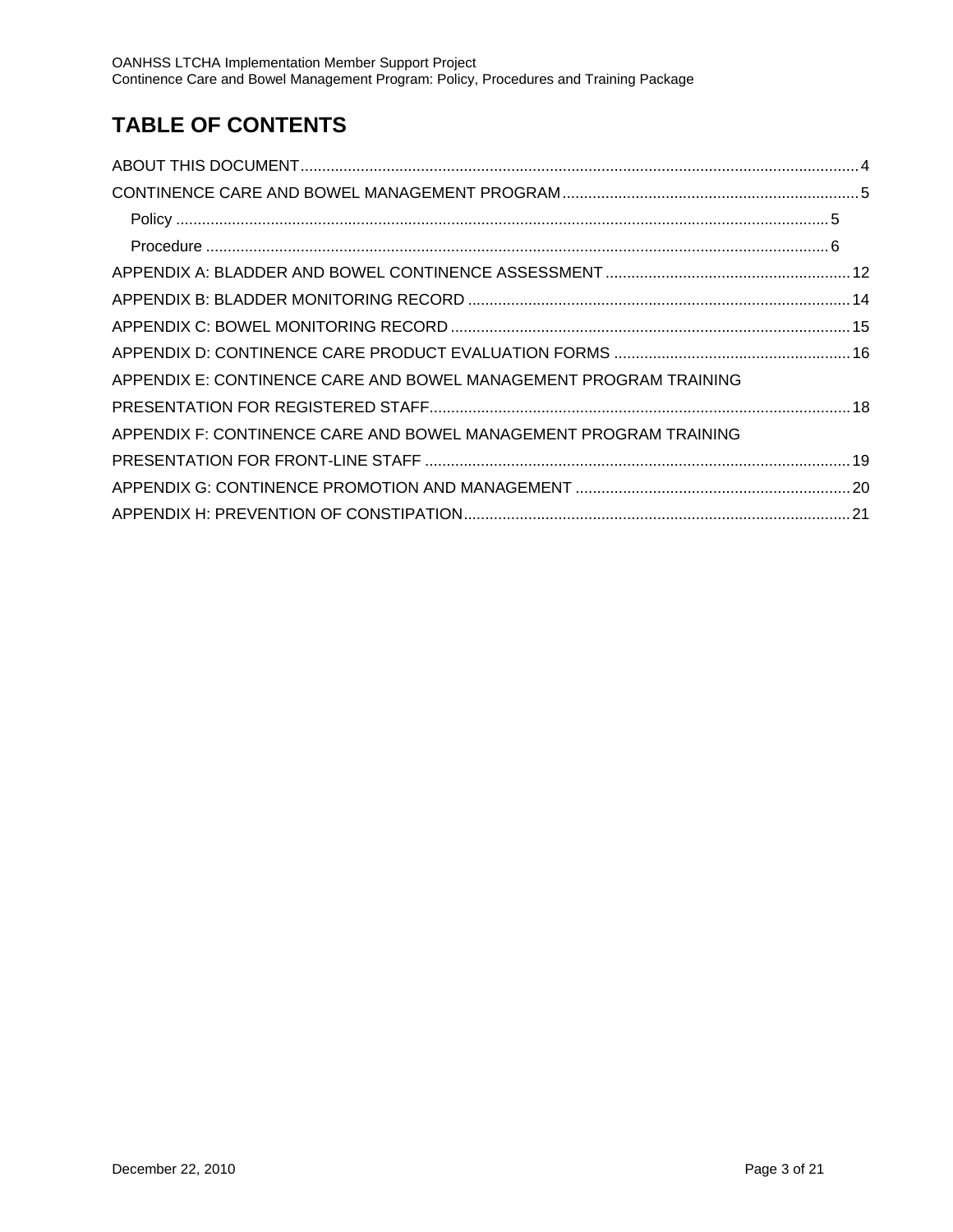# TABLE OF CONTENTS

ABOUT THIS DOCUMENT ........................................................................................................................ 4

CONTINENCE CARE AND BOWEL MANAGEMENT PROGRAM ..................................................................... 5

- Policy ........................................................................................................................................... 5
- Procedure .................................................................................................................................... 6

APPENDIX A: BLADDER AND BOWEL CONTINENCE ASSESSMENT ......................................................... 12

APPENDIX B: BLADDER MONITORING RECORD ........................................................................................ 14

APPENDIX C: BOWEL MONITORING RECORD ............................................................................................ 15

APPENDIX D: CONTINENCE CARE PRODUCT EVALUATION FORMS ....................................................... 16

APPENDIX E: CONTINENCE CARE AND BOWEL MANAGEMENT PROGRAM TRAINING PRESENTATION FOR REGISTERED STAFF................................................................................................. 18

APPENDIX F: CONTINENCE CARE AND BOWEL MANAGEMENT PROGRAM TRAINING PRESENTATION FOR FRONT-LINE STAFF .................................................................................................. 19

APPENDIX G: CONTINENCE PROMOTION AND MANAGEMENT ................................................................ 20

APPENDIX H: PREVENTION OF CONSTIPATION.......................................................................................... 21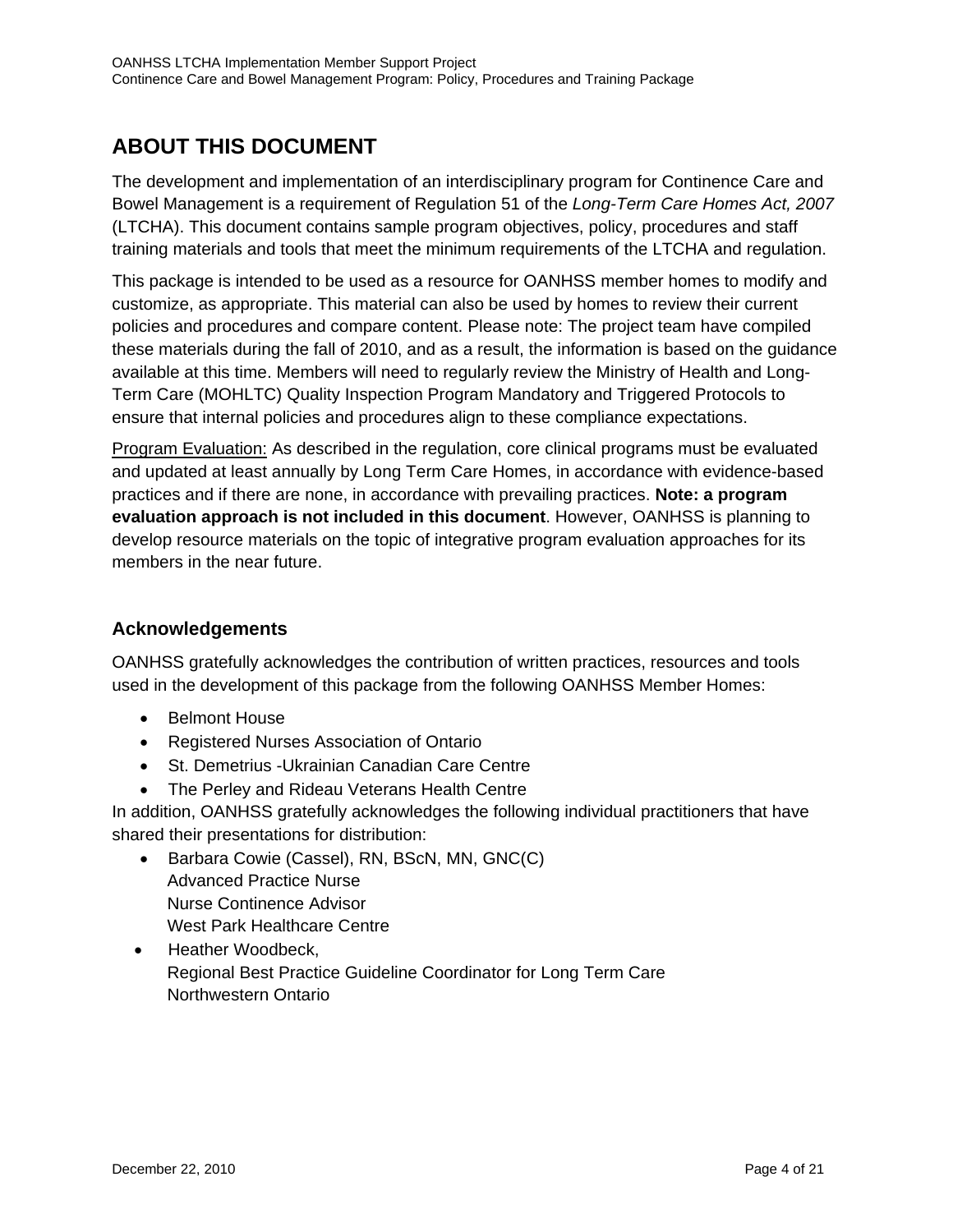# ABOUT THIS DOCUMENT

The development and implementation of an interdisciplinary program for Continence Care and Bowel Management is a requirement of Regulation 51 of the *Long-Term Care Homes Act, 2007* (LTCHA). This document contains sample program objectives, policy, procedures and staff training materials and tools that meet the minimum requirements of the LTCHA and regulation.

This package is intended to be used as a resource for OANHSS member homes to modify and customize, as appropriate. This material can also be used by homes to review their current policies and procedures and compare content. Please note: The project team have compiled these materials during the fall of 2010, and as a result, the information is based on the guidance available at this time. Members will need to regularly review the Ministry of Health and Long-Term Care (MOHLTC) Quality Inspection Program Mandatory and Triggered Protocols to ensure that internal policies and procedures align to these compliance expectations.

Program Evaluation: As described in the regulation, core clinical programs must be evaluated and updated at least annually by Long Term Care Homes, in accordance with evidence-based practices and if there are none, in accordance with prevailing practices. **Note: a program evaluation approach is not included in this document**. However, OANHSS is planning to develop resource materials on the topic of integrative program evaluation approaches for its members in the near future.

### Acknowledgements

OANHSS gratefully acknowledges the contribution of written practices, resources and tools used in the development of this package from the following OANHSS Member Homes:

- Belmont House
- Registered Nurses Association of Ontario
- St. Demetrius -Ukrainian Canadian Care Centre
- The Perley and Rideau Veterans Health Centre

In addition, OANHSS gratefully acknowledges the following individual practitioners that have shared their presentations for distribution:

- Barbara Cowie (Cassel), RN, BScN, MN, GNC(C)
  Advanced Practice Nurse
  Nurse Continence Advisor
  West Park Healthcare Centre
- Heather Woodbeck,
  Regional Best Practice Guideline Coordinator for Long Term Care
  Northwestern Ontario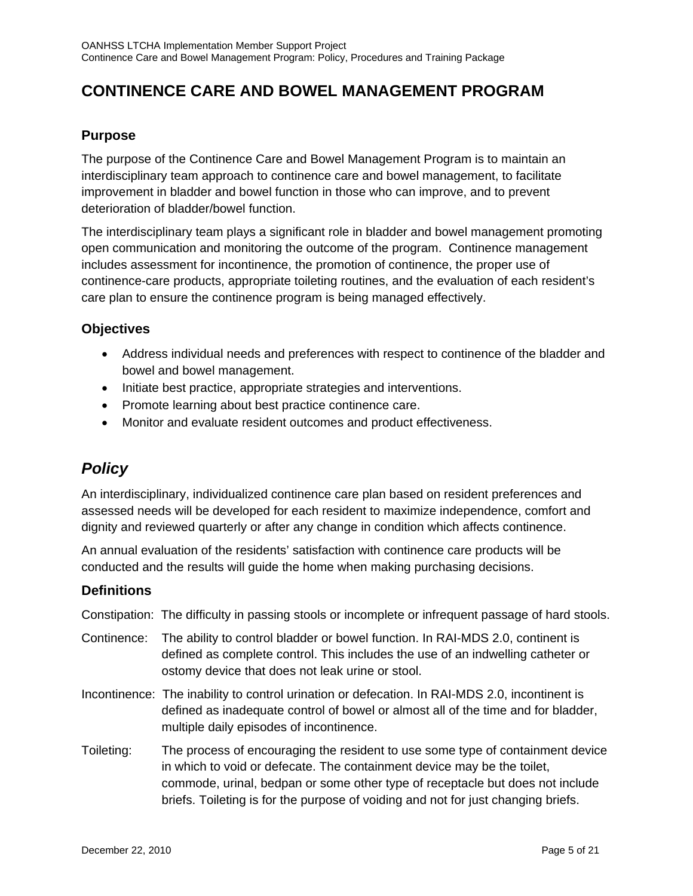# CONTINENCE CARE AND BOWEL MANAGEMENT PROGRAM

### Purpose

The purpose of the Continence Care and Bowel Management Program is to maintain an interdisciplinary team approach to continence care and bowel management, to facilitate improvement in bladder and bowel function in those who can improve, and to prevent deterioration of bladder/bowel function.

The interdisciplinary team plays a significant role in bladder and bowel management promoting open communication and monitoring the outcome of the program. Continence management includes assessment for incontinence, the promotion of continence, the proper use of continence-care products, appropriate toileting routines, and the evaluation of each resident's care plan to ensure the continence program is being managed effectively.

### Objectives

- Address individual needs and preferences with respect to continence of the bladder and bowel and bowel management.
- Initiate best practice, appropriate strategies and interventions.
- Promote learning about best practice continence care.
- Monitor and evaluate resident outcomes and product effectiveness.

## *Policy*

An interdisciplinary, individualized continence care plan based on resident preferences and assessed needs will be developed for each resident to maximize independence, comfort and dignity and reviewed quarterly or after any change in condition which affects continence.

An annual evaluation of the residents' satisfaction with continence care products will be conducted and the results will guide the home when making purchasing decisions.

### Definitions

Constipation: The difficulty in passing stools or incomplete or infrequent passage of hard stools.

Continence: The ability to control bladder or bowel function. In RAI-MDS 2.0, continent is defined as complete control. This includes the use of an indwelling catheter or ostomy device that does not leak urine or stool.

Incontinence: The inability to control urination or defecation. In RAI-MDS 2.0, incontinent is defined as inadequate control of bowel or almost all of the time and for bladder, multiple daily episodes of incontinence.

Toileting: The process of encouraging the resident to use some type of containment device in which to void or defecate. The containment device may be the toilet, commode, urinal, bedpan or some other type of receptacle but does not include briefs. Toileting is for the purpose of voiding and not for just changing briefs.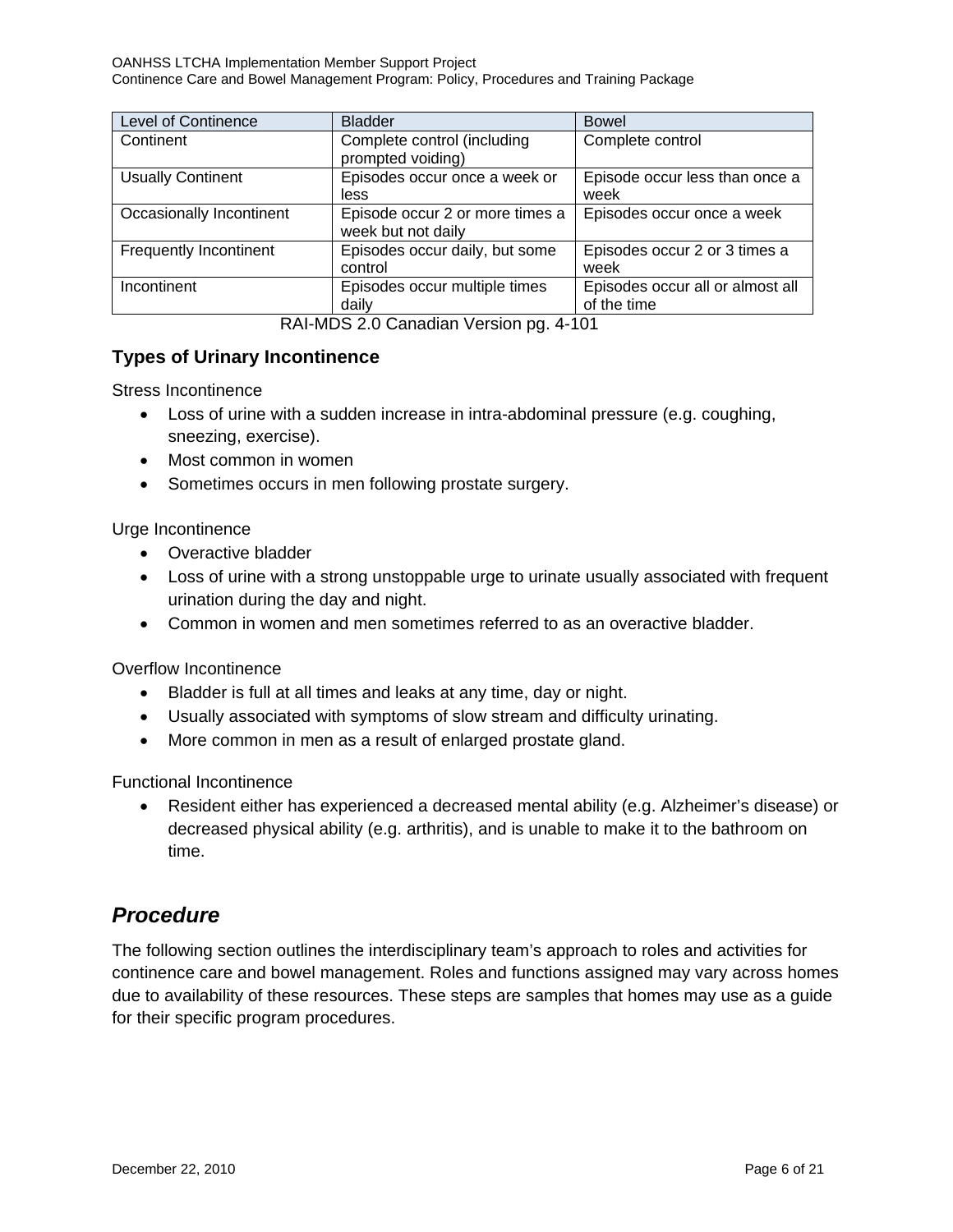| Level of Continence | Bladder | Bowel |
|---|---|---|
| Continent | Complete control (including prompted voiding) | Complete control |
| Usually Continent | Episodes occur once a week or less | Episode occur less than once a week |
| Occasionally Incontinent | Episode occur 2 or more times a week but not daily | Episodes occur once a week |
| Frequently Incontinent | Episodes occur daily, but some control | Episodes occur 2 or 3 times a week |
| Incontinent | Episodes occur multiple times daily | Episodes occur all or almost all of the time |

RAI-MDS 2.0 Canadian Version pg. 4-101

### Types of Urinary Incontinence

Stress Incontinence

- Loss of urine with a sudden increase in intra-abdominal pressure (e.g. coughing, sneezing, exercise).
- Most common in women
- Sometimes occurs in men following prostate surgery.

Urge Incontinence

- Overactive bladder
- Loss of urine with a strong unstoppable urge to urinate usually associated with frequent urination during the day and night.
- Common in women and men sometimes referred to as an overactive bladder.

Overflow Incontinence

- Bladder is full at all times and leaks at any time, day or night.
- Usually associated with symptoms of slow stream and difficulty urinating.
- More common in men as a result of enlarged prostate gland.

Functional Incontinence

- Resident either has experienced a decreased mental ability (e.g. Alzheimer's disease) or decreased physical ability (e.g. arthritis), and is unable to make it to the bathroom on time.

## *Procedure*

The following section outlines the interdisciplinary team's approach to roles and activities for continence care and bowel management. Roles and functions assigned may vary across homes due to availability of these resources. These steps are samples that homes may use as a guide for their specific program procedures.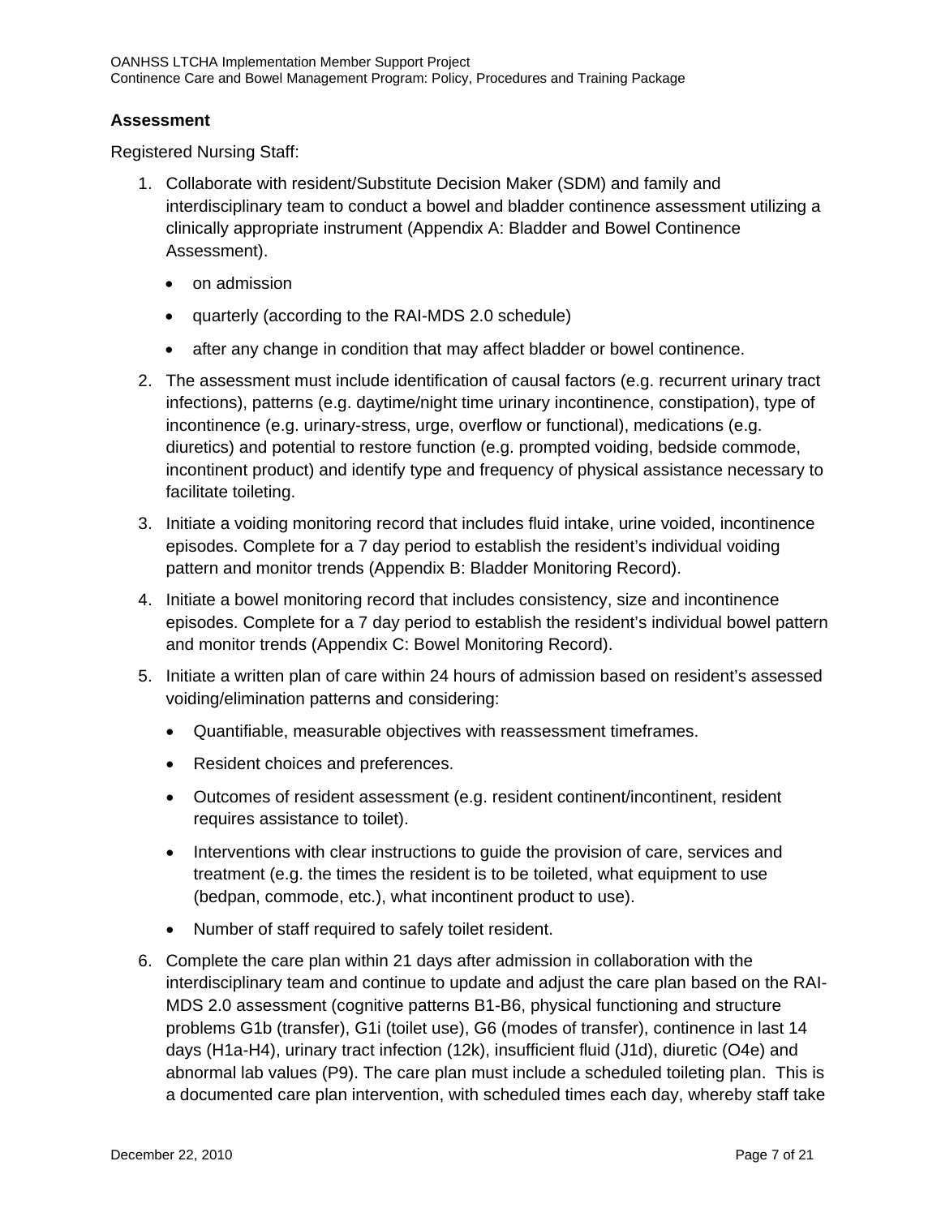### Assessment

Registered Nursing Staff:

1. Collaborate with resident/Substitute Decision Maker (SDM) and family and interdisciplinary team to conduct a bowel and bladder continence assessment utilizing a clinically appropriate instrument (Appendix A: Bladder and Bowel Continence Assessment).
   - on admission
   - quarterly (according to the RAI-MDS 2.0 schedule)
   - after any change in condition that may affect bladder or bowel continence.
2. The assessment must include identification of causal factors (e.g. recurrent urinary tract infections), patterns (e.g. daytime/night time urinary incontinence, constipation), type of incontinence (e.g. urinary-stress, urge, overflow or functional), medications (e.g. diuretics) and potential to restore function (e.g. prompted voiding, bedside commode, incontinent product) and identify type and frequency of physical assistance necessary to facilitate toileting.
3. Initiate a voiding monitoring record that includes fluid intake, urine voided, incontinence episodes. Complete for a 7 day period to establish the resident's individual voiding pattern and monitor trends (Appendix B: Bladder Monitoring Record).
4. Initiate a bowel monitoring record that includes consistency, size and incontinence episodes. Complete for a 7 day period to establish the resident's individual bowel pattern and monitor trends (Appendix C: Bowel Monitoring Record).
5. Initiate a written plan of care within 24 hours of admission based on resident's assessed voiding/elimination patterns and considering:
   - Quantifiable, measurable objectives with reassessment timeframes.
   - Resident choices and preferences.
   - Outcomes of resident assessment (e.g. resident continent/incontinent, resident requires assistance to toilet).
   - Interventions with clear instructions to guide the provision of care, services and treatment (e.g. the times the resident is to be toileted, what equipment to use (bedpan, commode, etc.), what incontinent product to use).
   - Number of staff required to safely toilet resident.
6. Complete the care plan within 21 days after admission in collaboration with the interdisciplinary team and continue to update and adjust the care plan based on the RAI-MDS 2.0 assessment (cognitive patterns B1-B6, physical functioning and structure problems G1b (transfer), G1i (toilet use), G6 (modes of transfer), continence in last 14 days (H1a-H4), urinary tract infection (12k), insufficient fluid (J1d), diuretic (O4e) and abnormal lab values (P9). The care plan must include a scheduled toileting plan. This is a documented care plan intervention, with scheduled times each day, whereby staff take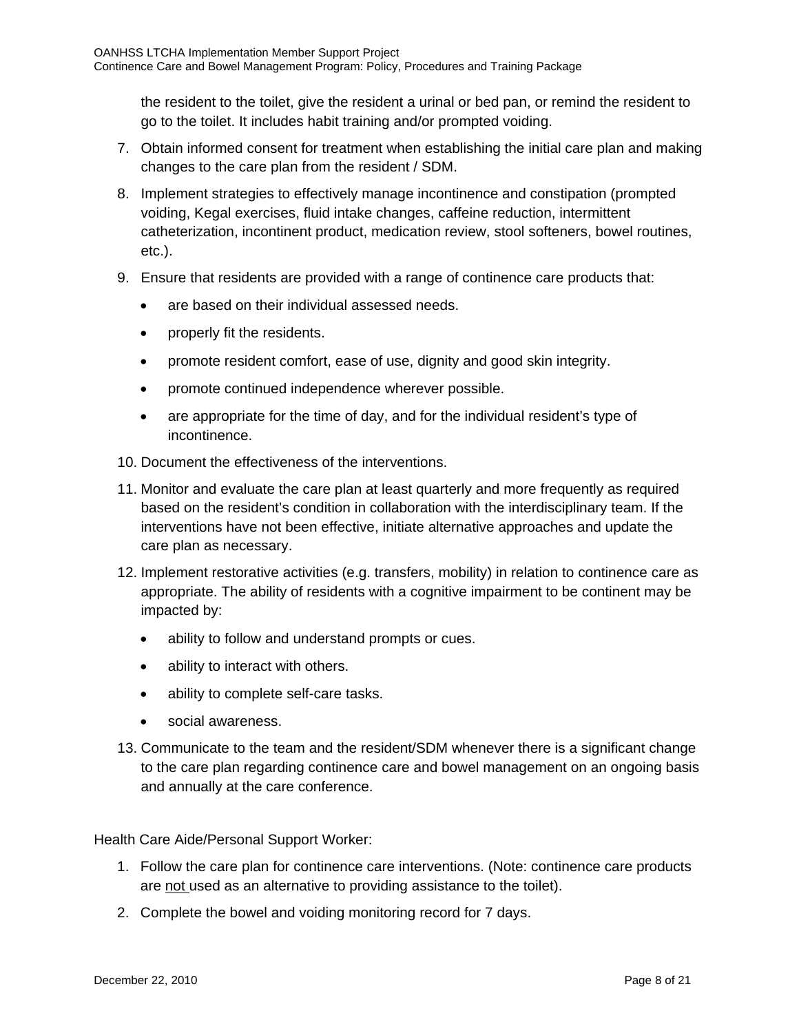the resident to the toilet, give the resident a urinal or bed pan, or remind the resident to go to the toilet. It includes habit training and/or prompted voiding.

7. Obtain informed consent for treatment when establishing the initial care plan and making changes to the care plan from the resident / SDM.
8. Implement strategies to effectively manage incontinence and constipation (prompted voiding, Kegal exercises, fluid intake changes, caffeine reduction, intermittent catheterization, incontinent product, medication review, stool softeners, bowel routines, etc.).
9. Ensure that residents are provided with a range of continence care products that:
   - are based on their individual assessed needs.
   - properly fit the residents.
   - promote resident comfort, ease of use, dignity and good skin integrity.
   - promote continued independence wherever possible.
   - are appropriate for the time of day, and for the individual resident's type of incontinence.
10. Document the effectiveness of the interventions.
11. Monitor and evaluate the care plan at least quarterly and more frequently as required based on the resident's condition in collaboration with the interdisciplinary team. If the interventions have not been effective, initiate alternative approaches and update the care plan as necessary.
12. Implement restorative activities (e.g. transfers, mobility) in relation to continence care as appropriate. The ability of residents with a cognitive impairment to be continent may be impacted by:
    - ability to follow and understand prompts or cues.
    - ability to interact with others.
    - ability to complete self-care tasks.
    - social awareness.
13. Communicate to the team and the resident/SDM whenever there is a significant change to the care plan regarding continence care and bowel management on an ongoing basis and annually at the care conference.

Health Care Aide/Personal Support Worker:

1. Follow the care plan for continence care interventions. (Note: continence care products are <u>not</u> used as an alternative to providing assistance to the toilet).
2. Complete the bowel and voiding monitoring record for 7 days.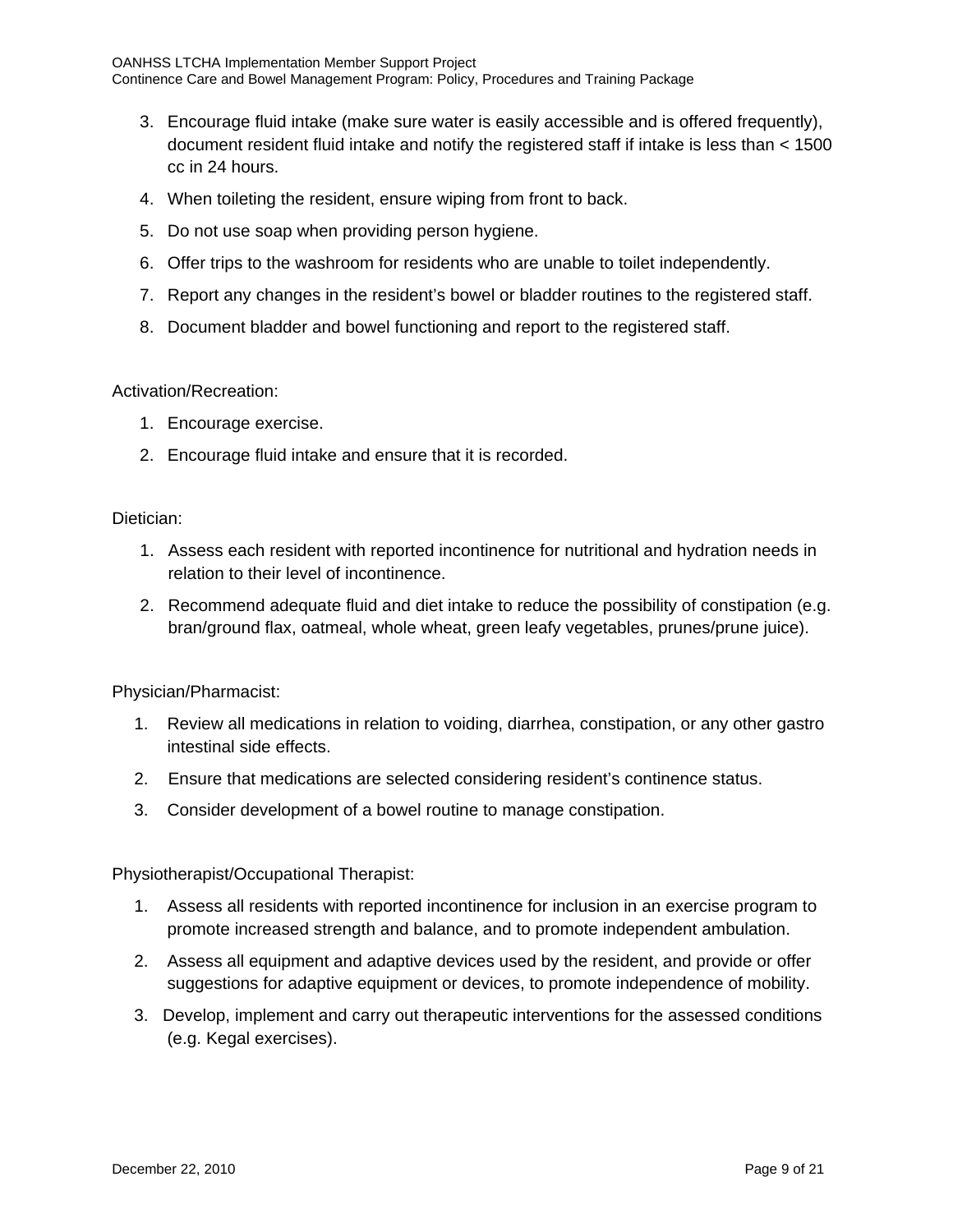3. Encourage fluid intake (make sure water is easily accessible and is offered frequently), document resident fluid intake and notify the registered staff if intake is less than < 1500 cc in 24 hours.
4. When toileting the resident, ensure wiping from front to back.
5. Do not use soap when providing person hygiene.
6. Offer trips to the washroom for residents who are unable to toilet independently.
7. Report any changes in the resident's bowel or bladder routines to the registered staff.
8. Document bladder and bowel functioning and report to the registered staff.

Activation/Recreation:

1. Encourage exercise.
2. Encourage fluid intake and ensure that it is recorded.

Dietician:

1. Assess each resident with reported incontinence for nutritional and hydration needs in relation to their level of incontinence.
2. Recommend adequate fluid and diet intake to reduce the possibility of constipation (e.g. bran/ground flax, oatmeal, whole wheat, green leafy vegetables, prunes/prune juice).

Physician/Pharmacist:

1. Review all medications in relation to voiding, diarrhea, constipation, or any other gastro intestinal side effects.
2. Ensure that medications are selected considering resident's continence status.
3. Consider development of a bowel routine to manage constipation.

Physiotherapist/Occupational Therapist:

1. Assess all residents with reported incontinence for inclusion in an exercise program to promote increased strength and balance, and to promote independent ambulation.
2. Assess all equipment and adaptive devices used by the resident, and provide or offer suggestions for adaptive equipment or devices, to promote independence of mobility.
3. Develop, implement and carry out therapeutic interventions for the assessed conditions (e.g. Kegal exercises).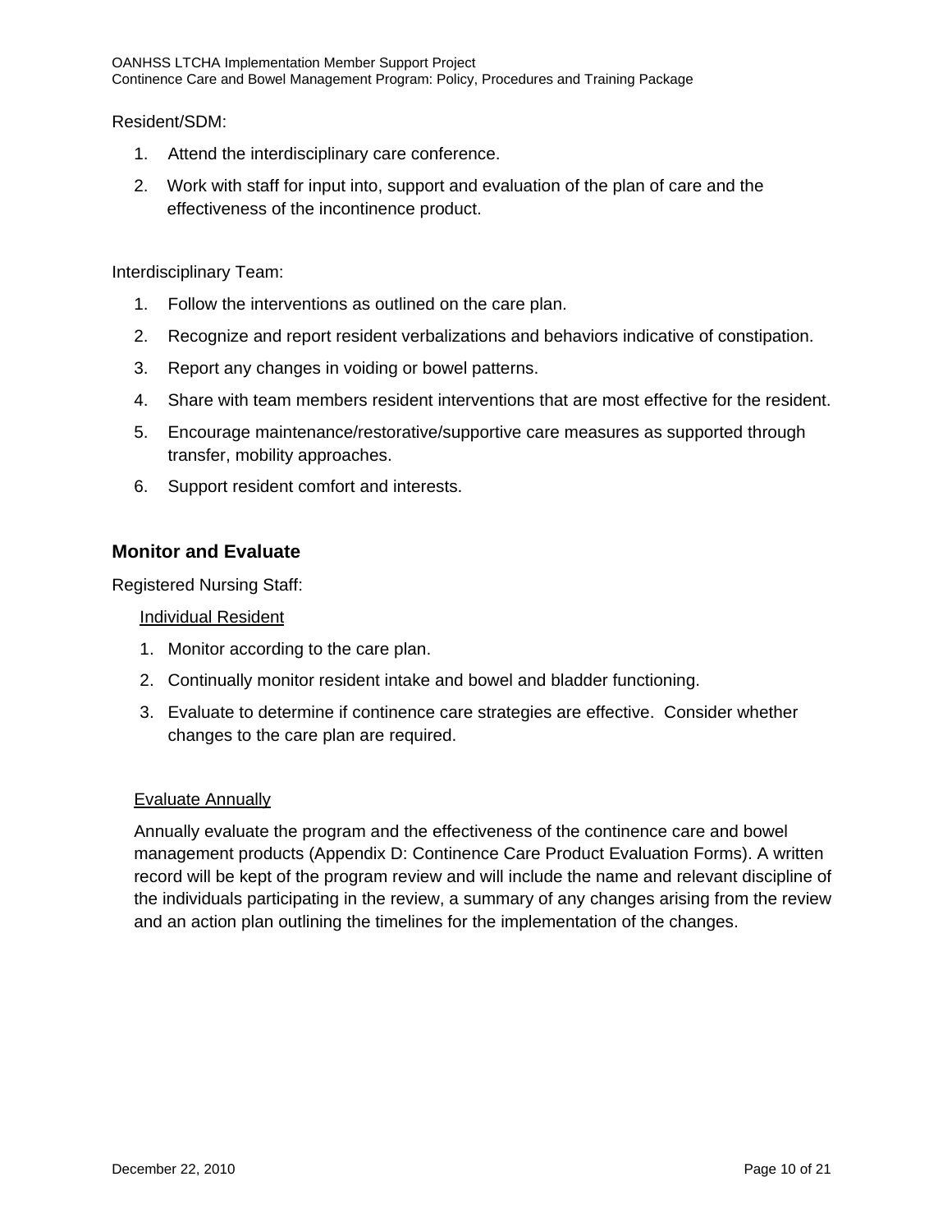Resident/SDM:

1. Attend the interdisciplinary care conference.
2. Work with staff for input into, support and evaluation of the plan of care and the effectiveness of the incontinence product.

Interdisciplinary Team:

1. Follow the interventions as outlined on the care plan.
2. Recognize and report resident verbalizations and behaviors indicative of constipation.
3. Report any changes in voiding or bowel patterns.
4. Share with team members resident interventions that are most effective for the resident.
5. Encourage maintenance/restorative/supportive care measures as supported through transfer, mobility approaches.
6. Support resident comfort and interests.

## Monitor and Evaluate

Registered Nursing Staff:

Individual Resident

1. Monitor according to the care plan.
2. Continually monitor resident intake and bowel and bladder functioning.
3. Evaluate to determine if continence care strategies are effective. Consider whether changes to the care plan are required.

Evaluate Annually

Annually evaluate the program and the effectiveness of the continence care and bowel management products (Appendix D: Continence Care Product Evaluation Forms). A written record will be kept of the program review and will include the name and relevant discipline of the individuals participating in the review, a summary of any changes arising from the review and an action plan outlining the timelines for the implementation of the changes.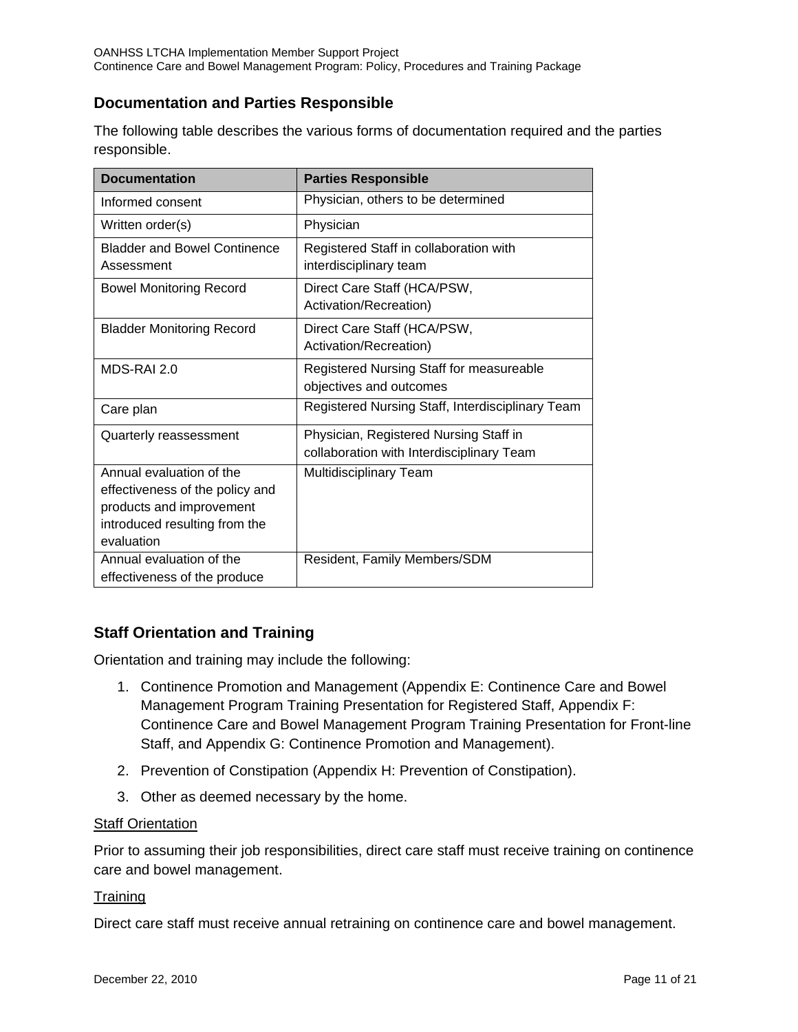## Documentation and Parties Responsible

The following table describes the various forms of documentation required and the parties responsible.

| Documentation | Parties Responsible |
|---|---|
| Informed consent | Physician, others to be determined |
| Written order(s) | Physician |
| Bladder and Bowel Continence Assessment | Registered Staff in collaboration with interdisciplinary team |
| Bowel Monitoring Record | Direct Care Staff (HCA/PSW, Activation/Recreation) |
| Bladder Monitoring Record | Direct Care Staff (HCA/PSW, Activation/Recreation) |
| MDS-RAI 2.0 | Registered Nursing Staff for measureable objectives and outcomes |
| Care plan | Registered Nursing Staff, Interdisciplinary Team |
| Quarterly reassessment | Physician, Registered Nursing Staff in collaboration with Interdisciplinary Team |
| Annual evaluation of the effectiveness of the policy and products and improvement introduced resulting from the evaluation | Multidisciplinary Team |
| Annual evaluation of the effectiveness of the produce | Resident, Family Members/SDM |

## Staff Orientation and Training

Orientation and training may include the following:

1. Continence Promotion and Management (Appendix E: Continence Care and Bowel Management Program Training Presentation for Registered Staff, Appendix F: Continence Care and Bowel Management Program Training Presentation for Front-line Staff, and Appendix G: Continence Promotion and Management).
2. Prevention of Constipation (Appendix H: Prevention of Constipation).
3. Other as deemed necessary by the home.

<u>Staff Orientation</u>

Prior to assuming their job responsibilities, direct care staff must receive training on continence care and bowel management.

<u>Training</u>

Direct care staff must receive annual retraining on continence care and bowel management.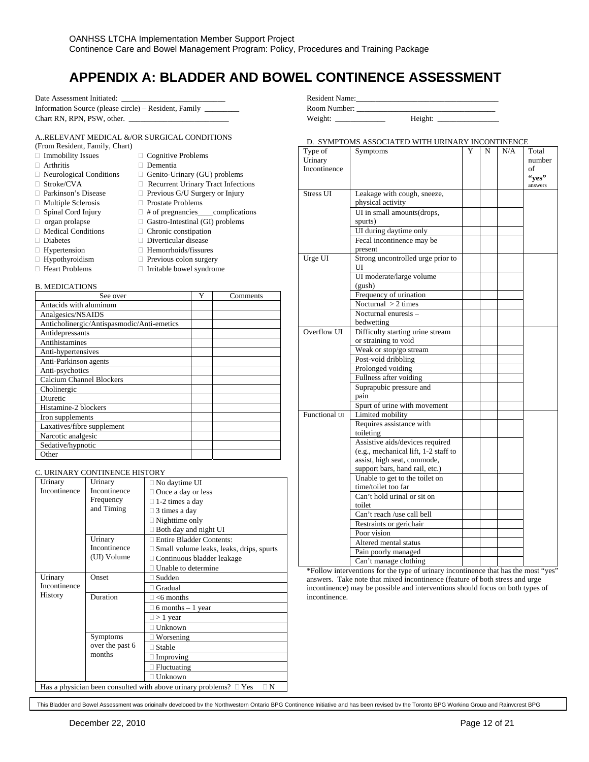# APPENDIX A: BLADDER AND BOWEL CONTINENCE ASSESSMENT

Date Assessment Initiated: ___________________________

Information Source (please circle) – Resident, Family _________

Chart RN, RPN, PSW, other. __________________________

Resident Name:_____________________________________

Room Number: ___________________________________

Weight: _____________ Height: ________________

A..RELEVANT MEDICAL &/OR SURGICAL CONDITIONS
(From Resident, Family, Chart)

- Immobility Issues
- Arthritis
- Neurological Conditions
- Stroke/CVA
- Parkinson's Disease
- Multiple Sclerosis
- Spinal Cord Injury
- organ prolapse
- Medical Conditions
- Diabetes
- Hypertension
- Hypothyroidism
- Heart Problems
- Cognitive Problems
- Dementia
- Genito-Urinary (GU) problems
- Recurrent Urinary Tract Infections
- Previous G/U Surgery or Injury
- Prostate Problems
- # of pregnancies____complications
- Gastro-Intestinal (GI) problems
- Chronic constipation
- Diverticular disease
- Hemorrhoids/fissures
- Previous colon surgery
- Irritable bowel syndrome

B. MEDICATIONS

| See over | Y | Comments |
|---|---|---|
| Antacids with aluminum | | |
| Analgesics/NSAIDS | | |
| Anticholinergic/Antispasmodic/Anti-emetics | | |
| Antidepressants | | |
| Antihistamines | | |
| Anti-hypertensives | | |
| Anti-Parkinson agents | | |
| Anti-psychotics | | |
| Calcium Channel Blockers | | |
| Cholinergic | | |
| Diuretic | | |
| Histamine-2 blockers | | |
| Iron supplements | | |
| Laxatives/fibre supplement | | |
| Narcotic analgesic | | |
| Sedative/hypnotic | | |
| Other | | |

C. URINARY CONTINENCE HISTORY

| | | |
|---|---|---|
| Urinary Incontinence | Urinary Incontinence Frequency and Timing | ☐ No daytime UI<br>☐ Once a day or less<br>☐ 1-2 times a day<br>☐ 3 times a day<br>☐ Nighttime only<br>☐ Both day and night UI |
| | Urinary Incontinence (UI) Volume | ☐ Entire Bladder Contents:<br>☐ Small volume leaks, leaks, drips, spurts<br>☐ Continuous bladder leakage<br>☐ Unable to determine |
| Urinary Incontinence History | Onset | ☐ Sudden |
| | | ☐ Gradual |
| | Duration | ☐ <6 months |
| | | ☐ 6 months – 1 year |
| | | ☐ > 1 year |
| | | ☐ Unknown |
| | Symptoms over the past 6 months | ☐ Worsening |
| | | ☐ Stable |
| | | ☐ Improving |
| | | ☐ Fluctuating |
| | | ☐ Unknown |
| Has a physician been consulted with above urinary problems? ☐ Yes ☐ N | | |

D. SYMPTOMS ASSOCIATED WITH URINARY INCONTINENCE

| Type of Urinary Incontinence | Symptoms | Y | N | N/A | Total number of **"yes"** answers |
|---|---|---|---|---|---|
| Stress UI | Leakage with cough, sneeze, physical activity | | | | |
| | UI in small amounts(drops, spurts) | | | | |
| | UI during daytime only | | | | |
| | Fecal incontinence may be present | | | | |
| Urge UI | Strong uncontrolled urge prior to UI | | | | |
| | UI moderate/large volume (gush) | | | | |
| | Frequency of urination | | | | |
| | Nocturnal > 2 times | | | | |
| | Nocturnal enuresis – bedwetting | | | | |
| Overflow UI | Difficulty starting urine stream or straining to void | | | | |
| | Weak or stop/go stream | | | | |
| | Post-void dribbling | | | | |
| | Prolonged voiding | | | | |
| | Fullness after voiding | | | | |
| | Suprapubic pressure and pain | | | | |
| | Spurt of urine with movement | | | | |
| Functional UI | Limited mobility | | | | |
| | Requires assistance with toileting | | | | |
| | Assistive aids/devices required (e.g., mechanical lift, 1-2 staff to assist, high seat, commode, support bars, hand rail, etc.) | | | | |
| | Unable to get to the toilet on time/toilet too far | | | | |
| | Can't hold urinal or sit on toilet | | | | |
| | Can't reach /use call bell | | | | |
| | Restraints or gerichair | | | | |
| | Poor vision | | | | |
| | Altered mental status | | | | |
| | Pain poorly managed | | | | |
| | Can't manage clothing | | | | |

*Follow interventions for the type of urinary incontinence that has the most "yes" answers. Take note that mixed incontinence (feature of both stress and urge incontinence) may be possible and interventions should focus on both types of incontinence.

This Bladder and Bowel Assessment was originally developed by the Northwestern Ontario BPG Continence Initiative and has been revised by the Toronto BPG Working Group and Rainycrest BPG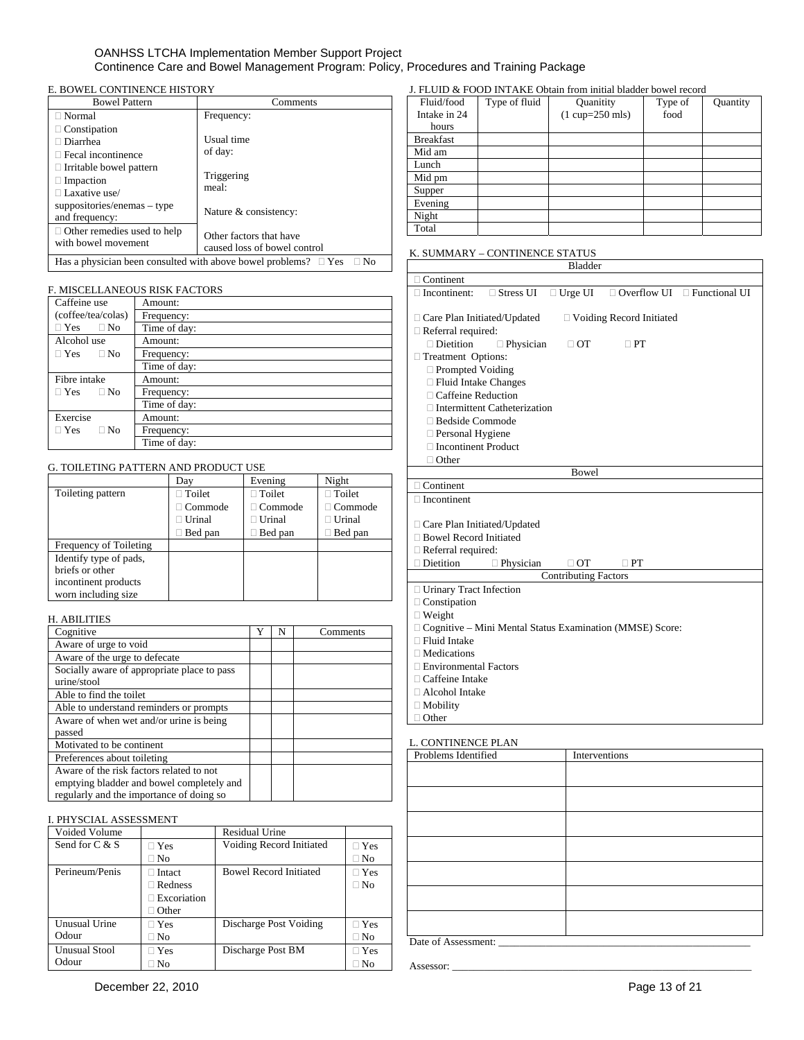## E. BOWEL CONTINENCE HISTORY

| Bowel Pattern | Comments |
|---|---|
| ☐ Normal<br>☐ Constipation<br>☐ Diarrhea<br>☐ Fecal incontinence<br>☐ Irritable bowel pattern<br>☐ Impaction<br>☐ Laxative use/ suppositories/enemas – type and frequency: | Frequency:<br><br>Usual time of day:<br><br>Triggering meal:<br><br>Nature & consistency: |
| ☐ Other remedies used to help with bowel movement | Other factors that have caused loss of bowel control |
| Has a physician been consulted with above bowel problems? ☐ Yes ☐ No | |

## F. MISCELLANEOUS RISK FACTORS

| | |
|---|---|
| Caffeine use (coffee/tea/colas) ☐ Yes ☐ No | Amount: |
| | Frequency: |
| | Time of day: |
| Alcohol use ☐ Yes ☐ No | Amount: |
| | Frequency: |
| | Time of day: |
| Fibre intake ☐ Yes ☐ No | Amount: |
| | Frequency: |
| | Time of day: |
| Exercise ☐ Yes ☐ No | Amount: |
| | Frequency: |
| | Time of day: |

## G. TOILETING PATTERN AND PRODUCT USE

| | Day | Evening | Night |
|---|---|---|---|
| Toileting pattern | ☐ Toilet<br>☐ Commode<br>☐ Urinal<br>☐ Bed pan | ☐ Toilet<br>☐ Commode<br>☐ Urinal<br>☐ Bed pan | ☐ Toilet<br>☐ Commode<br>☐ Urinal<br>☐ Bed pan |
| Frequency of Toileting | | | |
| Identify type of pads, briefs or other incontinent products worn including size | | | |

## H. ABILITIES

| Cognitive | Y | N | Comments |
|---|---|---|---|
| Aware of urge to void | | | |
| Aware of the urge to defecate | | | |
| Socially aware of appropriate place to pass urine/stool | | | |
| Able to find the toilet | | | |
| Able to understand reminders or prompts | | | |
| Aware of when wet and/or urine is being passed | | | |
| Motivated to be continent | | | |
| Preferences about toileting | | | |
| Aware of the risk factors related to not emptying bladder and bowel completely and regularly and the importance of doing so | | | |

## I. PHYSCIAL ASSESSMENT

| Voided Volume | | Residual Urine | |
|---|---|---|---|
| Send for C & S | ☐ Yes<br>☐ No | Voiding Record Initiated | ☐ Yes<br>☐ No |
| Perineum/Penis | ☐ Intact<br>☐ Redness<br>☐ Excoriation<br>☐ Other | Bowel Record Initiated | ☐ Yes<br>☐ No |
| Unusual Urine Odour | ☐ Yes<br>☐ No | Discharge Post Voiding | ☐ Yes<br>☐ No |
| Unusual Stool Odour | ☐ Yes<br>☐ No | Discharge Post BM | ☐ Yes<br>☐ No |

## J. FLUID & FOOD INTAKE Obtain from initial bladder bowel record

| Fluid/food Intake in 24 hours | Type of fluid | Quanitity (1 cup=250 mls) | Type of food | Quantity |
|---|---|---|---|---|
| Breakfast | | | | |
| Mid am | | | | |
| Lunch | | | | |
| Mid pm | | | | |
| Supper | | | | |
| Evening | | | | |
| Night | | | | |
| Total | | | | |

## K. SUMMARY – CONTINENCE STATUS

| Bladder |
|---|
| ☐ Continent |
| ☐ Incontinent: ☐ Stress UI ☐ Urge UI ☐ Overflow UI ☐ Functional UI<br><br>☐ Care Plan Initiated/Updated ☐ Voiding Record Initiated<br>☐ Referral required:<br>☐ Dietition ☐ Physician ☐ OT ☐ PT<br>☐ Treatment Options:<br>☐ Prompted Voiding<br>☐ Fluid Intake Changes<br>☐ Caffeine Reduction<br>☐ Intermittent Catheterization<br>☐ Bedside Commode<br>☐ Personal Hygiene<br>☐ Incontinent Product<br>☐ Other |
| **Bowel** |
| ☐ Continent |
| ☐ Incontinent<br><br>☐ Care Plan Initiated/Updated<br>☐ Bowel Record Initiated<br>☐ Referral required:<br>☐ Dietition ☐ Physician ☐ OT ☐ PT |
| **Contributing Factors** |
| ☐ Urinary Tract Infection<br>☐ Constipation<br>☐ Weight<br>☐ Cognitive – Mini Mental Status Examination (MMSE) Score:<br>☐ Fluid Intake<br>☐ Medications<br>☐ Environmental Factors<br>☐ Caffeine Intake<br>☐ Alcohol Intake<br>☐ Mobility<br>☐ Other |

## L. CONTINENCE PLAN

| Problems Identified | Interventions |
|---|---|
| | |
| | |
| | |
| | |
| | |
| | |
| | |

Date of Assessment: ___________________________________________

Assessor: ___________________________________________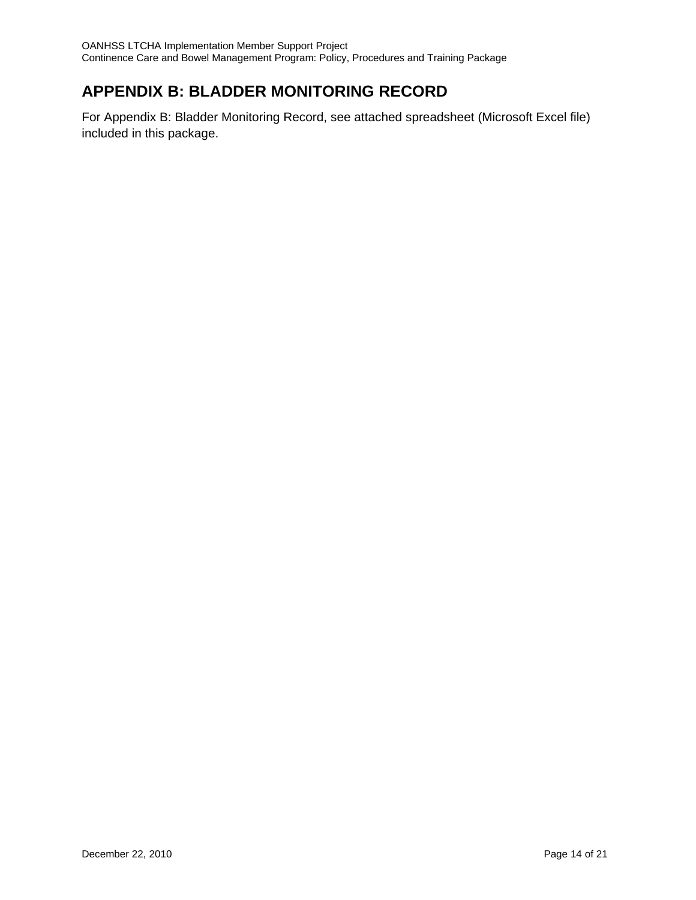# APPENDIX B: BLADDER MONITORING RECORD

For Appendix B: Bladder Monitoring Record, see attached spreadsheet (Microsoft Excel file) included in this package.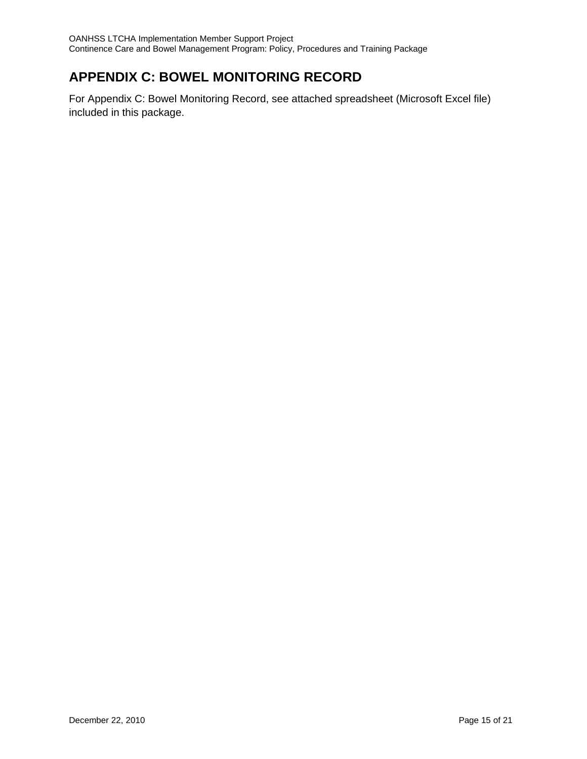# APPENDIX C: BOWEL MONITORING RECORD

For Appendix C: Bowel Monitoring Record, see attached spreadsheet (Microsoft Excel file) included in this package.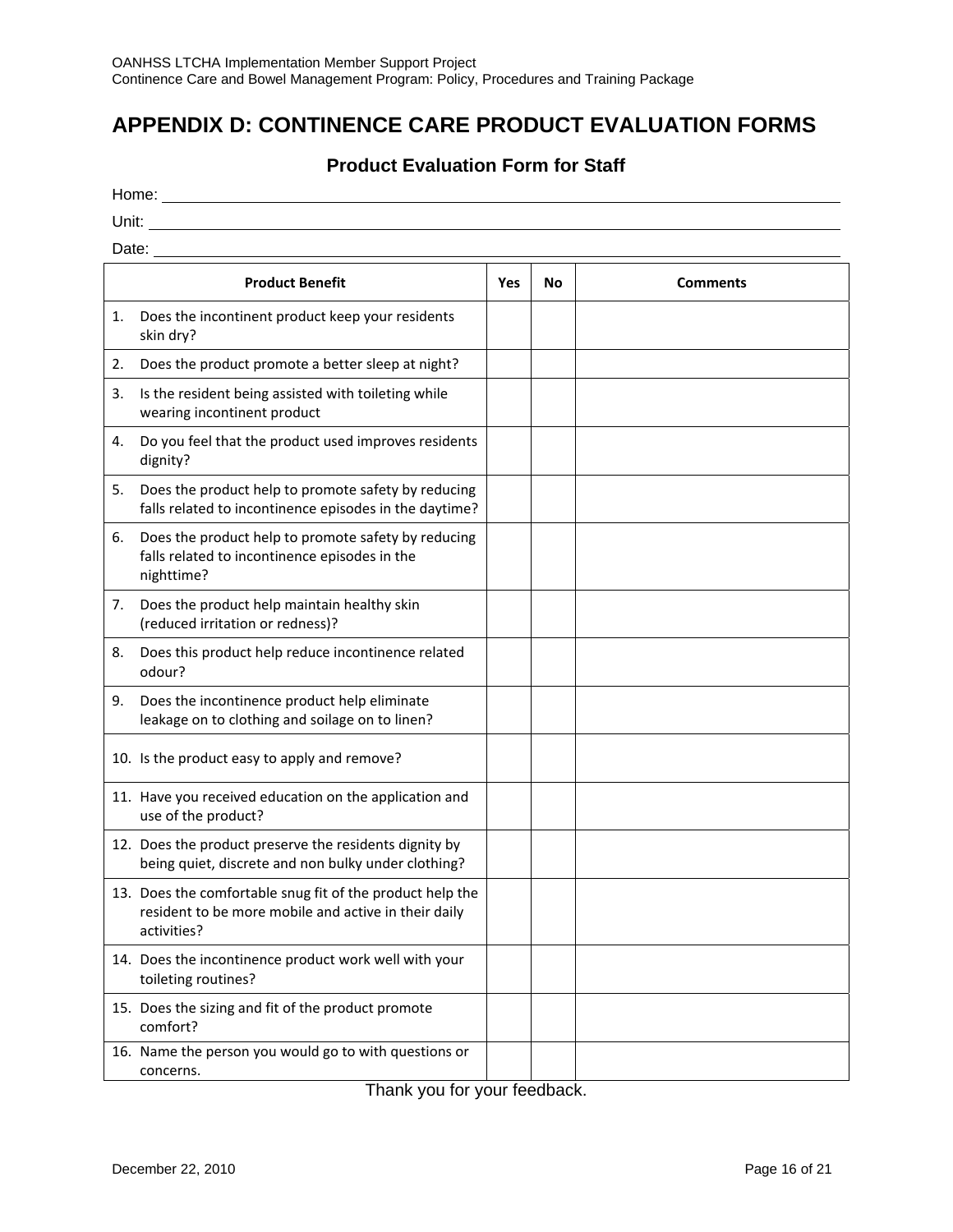# APPENDIX D: CONTINENCE CARE PRODUCT EVALUATION FORMS

## Product Evaluation Form for Staff

Home: ______________________________

Unit: ______________________________

Date: ______________________________

| Product Benefit | Yes | No | Comments |
|---|---|---|---|
| 1. Does the incontinent product keep your residents skin dry? | | | |
| 2. Does the product promote a better sleep at night? | | | |
| 3. Is the resident being assisted with toileting while wearing incontinent product | | | |
| 4. Do you feel that the product used improves residents dignity? | | | |
| 5. Does the product help to promote safety by reducing falls related to incontinence episodes in the daytime? | | | |
| 6. Does the product help to promote safety by reducing falls related to incontinence episodes in the nighttime? | | | |
| 7. Does the product help maintain healthy skin (reduced irritation or redness)? | | | |
| 8. Does this product help reduce incontinence related odour? | | | |
| 9. Does the incontinence product help eliminate leakage on to clothing and soilage on to linen? | | | |
| 10. Is the product easy to apply and remove? | | | |
| 11. Have you received education on the application and use of the product? | | | |
| 12. Does the product preserve the residents dignity by being quiet, discrete and non bulky under clothing? | | | |
| 13. Does the comfortable snug fit of the product help the resident to be more mobile and active in their daily activities? | | | |
| 14. Does the incontinence product work well with your toileting routines? | | | |
| 15. Does the sizing and fit of the product promote comfort? | | | |
| 16. Name the person you would go to with questions or concerns. | | | |

Thank you for your feedback.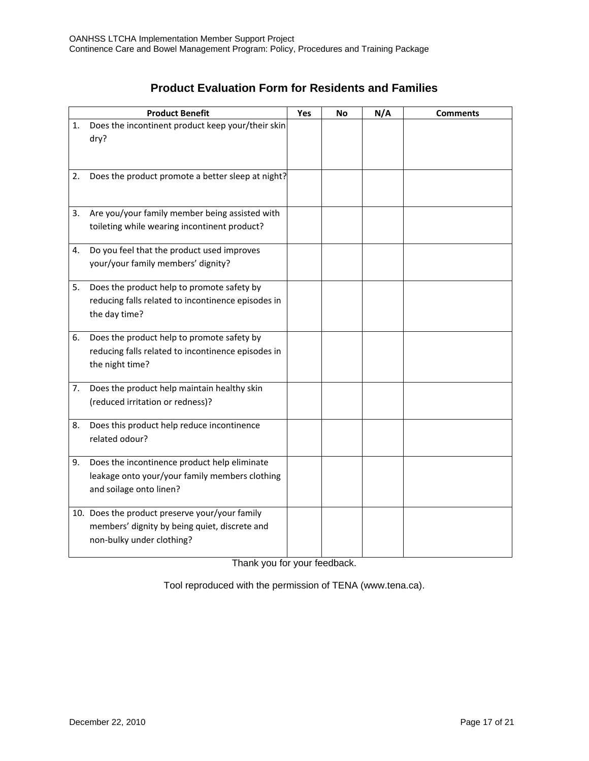# Product Evaluation Form for Residents and Families

| | Product Benefit | Yes | No | N/A | Comments |
|---|---|---|---|---|---|
| 1. | Does the incontinent product keep your/their skin dry? | | | | |
| 2. | Does the product promote a better sleep at night? | | | | |
| 3. | Are you/your family member being assisted with toileting while wearing incontinent product? | | | | |
| 4. | Do you feel that the product used improves your/your family members' dignity? | | | | |
| 5. | Does the product help to promote safety by reducing falls related to incontinence episodes in the day time? | | | | |
| 6. | Does the product help to promote safety by reducing falls related to incontinence episodes in the night time? | | | | |
| 7. | Does the product help maintain healthy skin (reduced irritation or redness)? | | | | |
| 8. | Does this product help reduce incontinence related odour? | | | | |
| 9. | Does the incontinence product help eliminate leakage onto your/your family members clothing and soilage onto linen? | | | | |
| 10. | Does the product preserve your/your family members' dignity by being quiet, discrete and non-bulky under clothing? | | | | |

Thank you for your feedback.

Tool reproduced with the permission of TENA (www.tena.ca).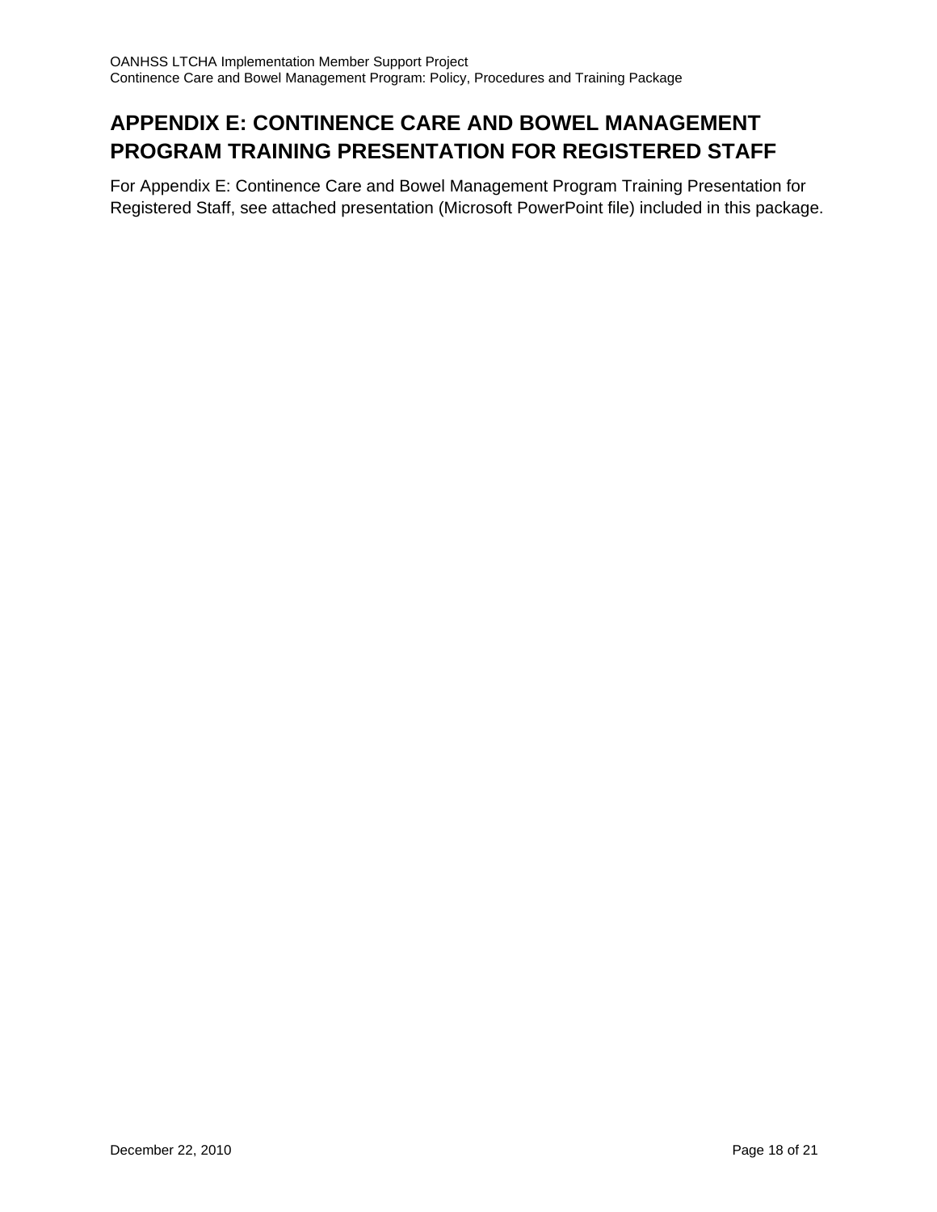# APPENDIX E: CONTINENCE CARE AND BOWEL MANAGEMENT PROGRAM TRAINING PRESENTATION FOR REGISTERED STAFF

For Appendix E: Continence Care and Bowel Management Program Training Presentation for Registered Staff, see attached presentation (Microsoft PowerPoint file) included in this package.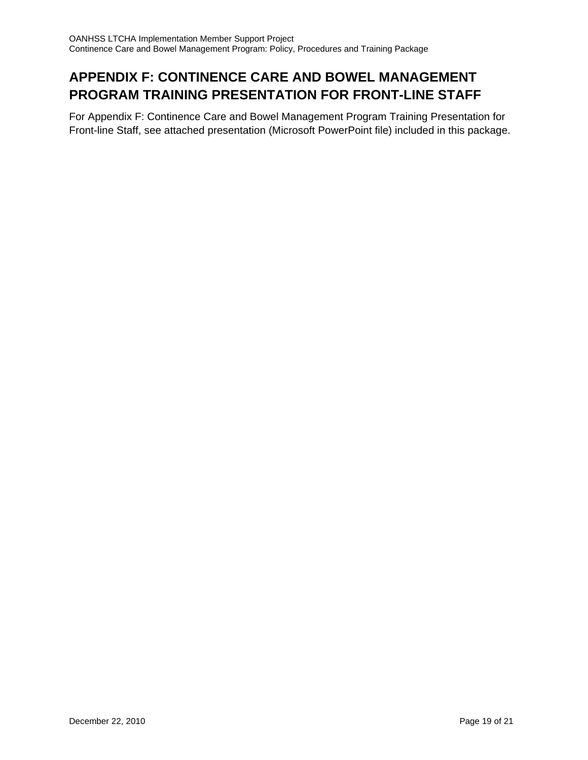# APPENDIX F: CONTINENCE CARE AND BOWEL MANAGEMENT PROGRAM TRAINING PRESENTATION FOR FRONT-LINE STAFF

For Appendix F: Continence Care and Bowel Management Program Training Presentation for Front-line Staff, see attached presentation (Microsoft PowerPoint file) included in this package.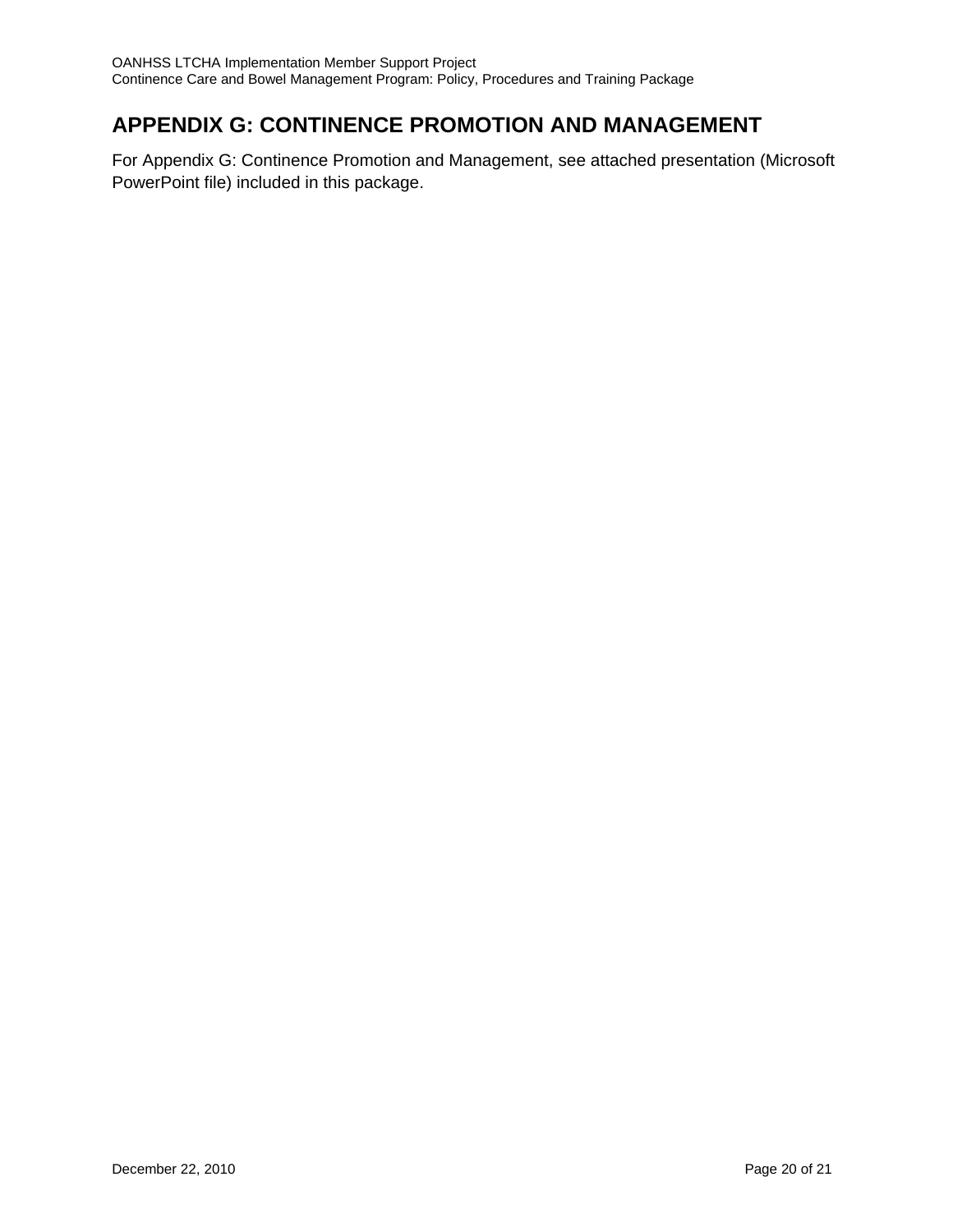# APPENDIX G: CONTINENCE PROMOTION AND MANAGEMENT

For Appendix G: Continence Promotion and Management, see attached presentation (Microsoft PowerPoint file) included in this package.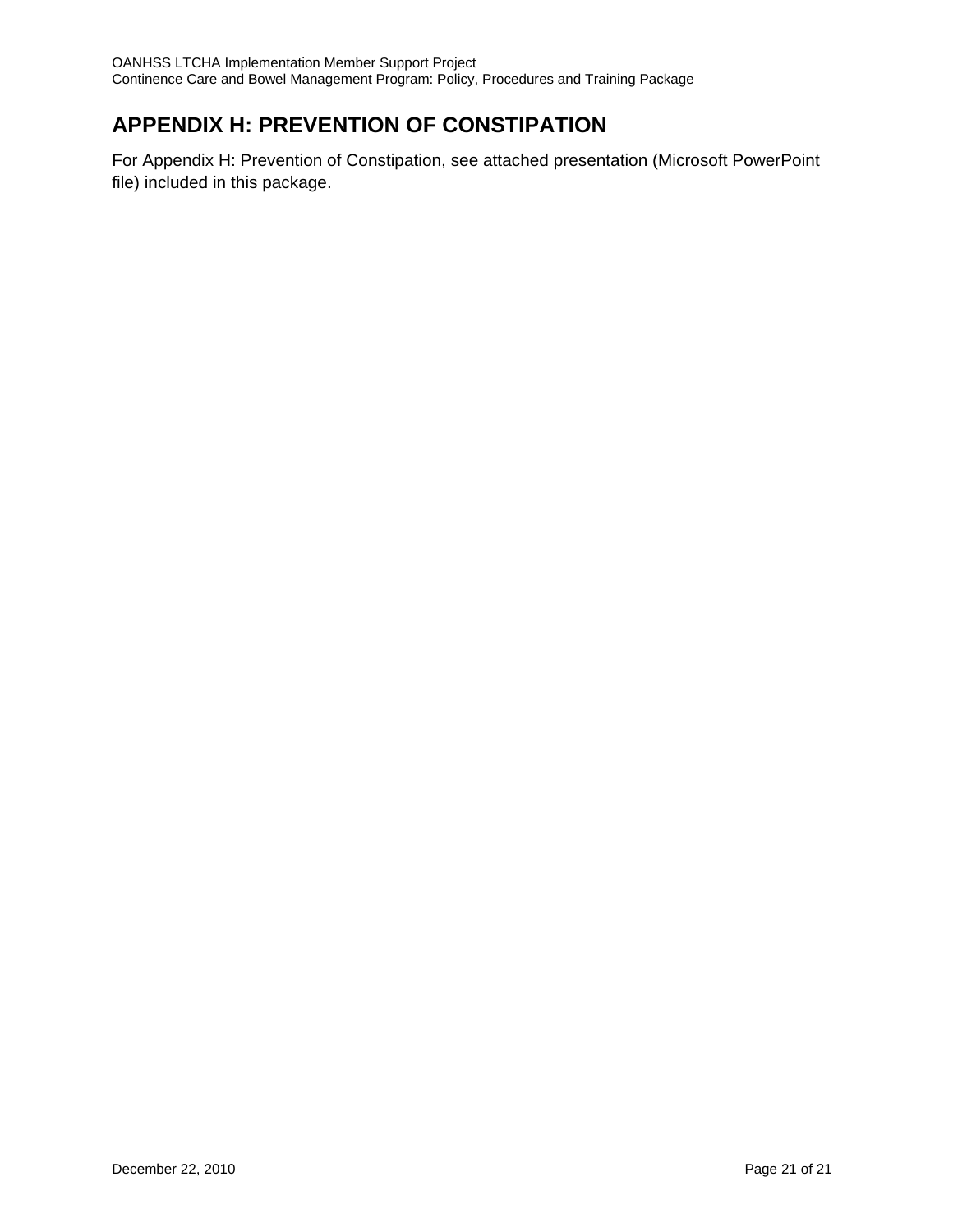# APPENDIX H: PREVENTION OF CONSTIPATION

For Appendix H: Prevention of Constipation, see attached presentation (Microsoft PowerPoint file) included in this package.